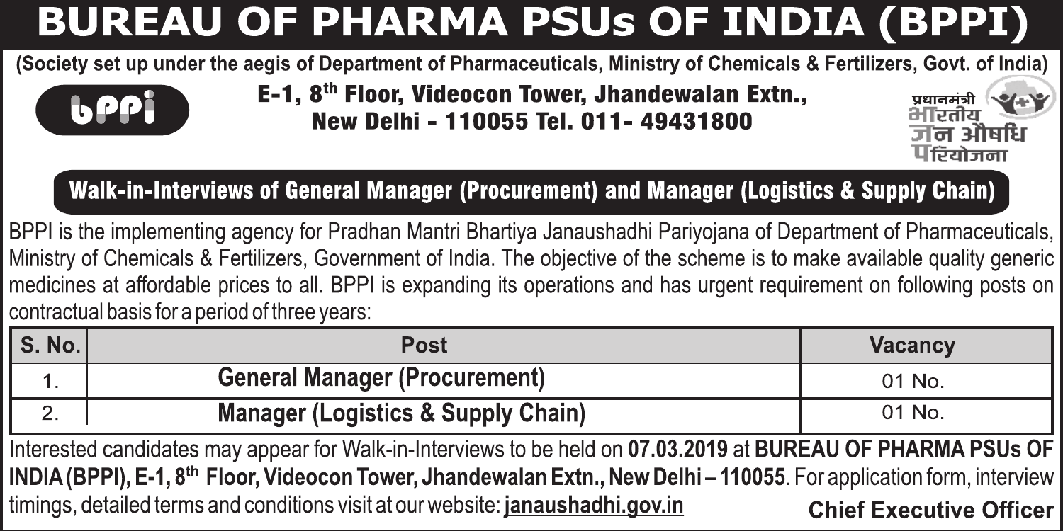# BUREAU OF PHARMA PSUs OF INDIA (BPPI)

**(Society set up under the aegis of Department of Pharmaceuticals, Ministry of Chemicals & Fertilizers, Govt. of India)**

**bppi**

**E-1, 8th Floor, Videocon Tower, Jhandewalan Extn., New Delhi - 110055 Tel. 011- 49431800**

प्रधानमंत्री भारतीय जन औषधि परियोजना

## Walk-in-Interviews of General Manager (Procurement) and Manager (Logistics & Supply Chain)

BPPI is the implementing agency for Pradhan Mantri Bhartiya Janaushadhi Pariyojana of Department of Pharmaceuticals, Ministry of Chemicals & Fertilizers, Government of India. The objective of the scheme is to make available quality generic medicines at affordable prices to all. BPPI is expanding its operations and has urgent requirement on following posts on contractual basis for a period of three years:

| S. No. | Post | Vacancy |
|---|---|---|
| 1. | General Manager (Procurement) | 01 No. |
| 2. | Manager (Logistics & Supply Chain) | 01 No. |

Interested candidates may appear for Walk-in-Interviews to be held on **07.03.2019** at **BUREAU OF PHARMA PSUs OF INDIA (BPPI), E-1, 8th Floor, Videocon Tower, Jhandewalan Extn., New Delhi – 110055**. For application form, interview timings, detailed terms and conditions visit at our website: **janaushadhi.gov.in**

**Chief Executive Officer**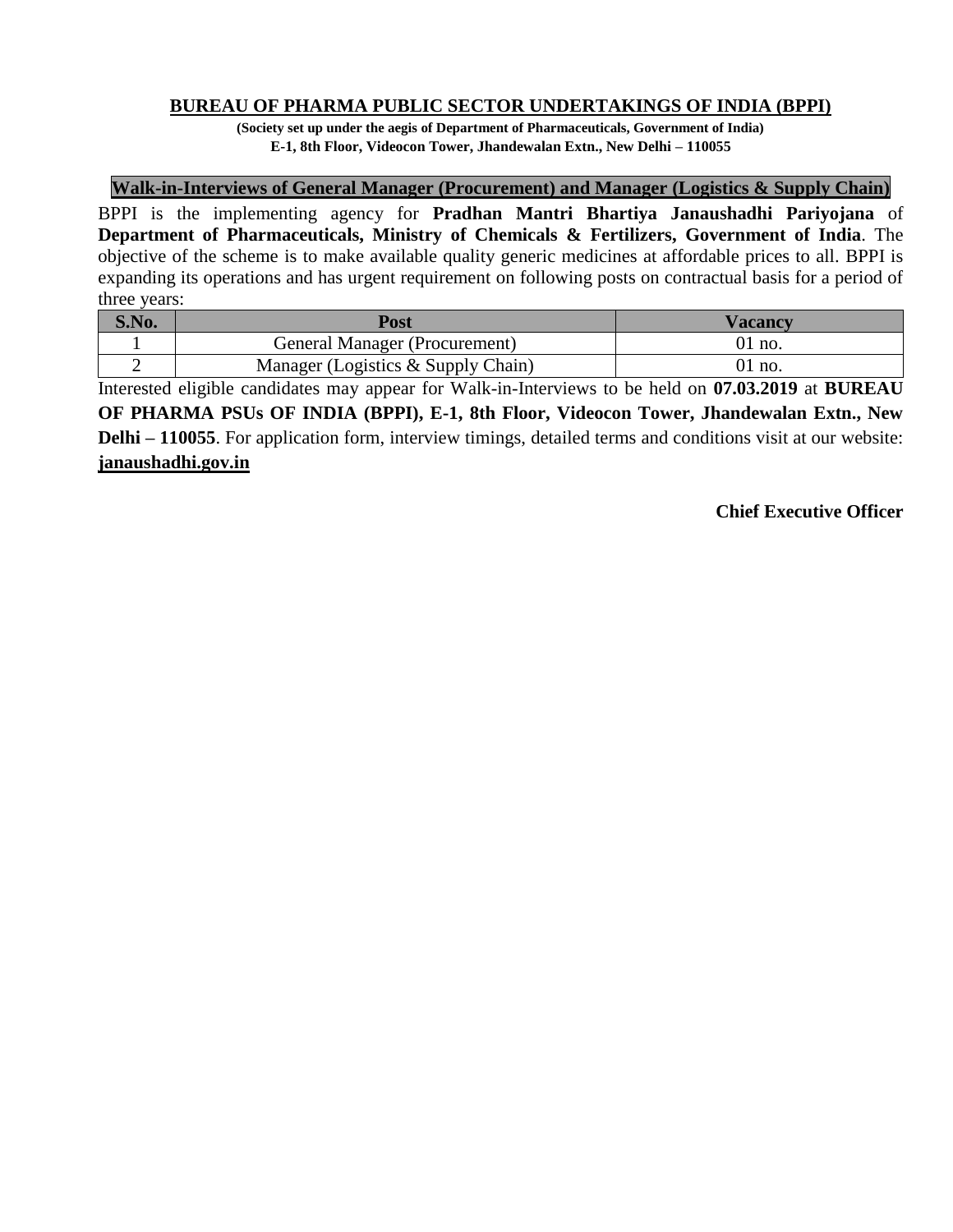## BUREAU OF PHARMA PUBLIC SECTOR UNDERTAKINGS OF INDIA (BPPI)

**(Society set up under the aegis of Department of Pharmaceuticals, Government of India)**
**E-1, 8th Floor, Videocon Tower, Jhandewalan Extn., New Delhi – 110055**

### Walk-in-Interviews of General Manager (Procurement) and Manager (Logistics & Supply Chain)

BPPI is the implementing agency for **Pradhan Mantri Bhartiya Janaushadhi Pariyojana** of **Department of Pharmaceuticals, Ministry of Chemicals & Fertilizers, Government of India**. The objective of the scheme is to make available quality generic medicines at affordable prices to all. BPPI is expanding its operations and has urgent requirement on following posts on contractual basis for a period of three years:

| S.No. | Post | Vacancy |
|---|---|---|
| 1 | General Manager (Procurement) | 01 no. |
| 2 | Manager (Logistics & Supply Chain) | 01 no. |

Interested eligible candidates may appear for Walk-in-Interviews to be held on **07.03.2019** at **BUREAU OF PHARMA PSUs OF INDIA (BPPI), E-1, 8th Floor, Videocon Tower, Jhandewalan Extn., New Delhi – 110055**. For application form, interview timings, detailed terms and conditions visit at our website: **janaushadhi.gov.in**

**Chief Executive Officer**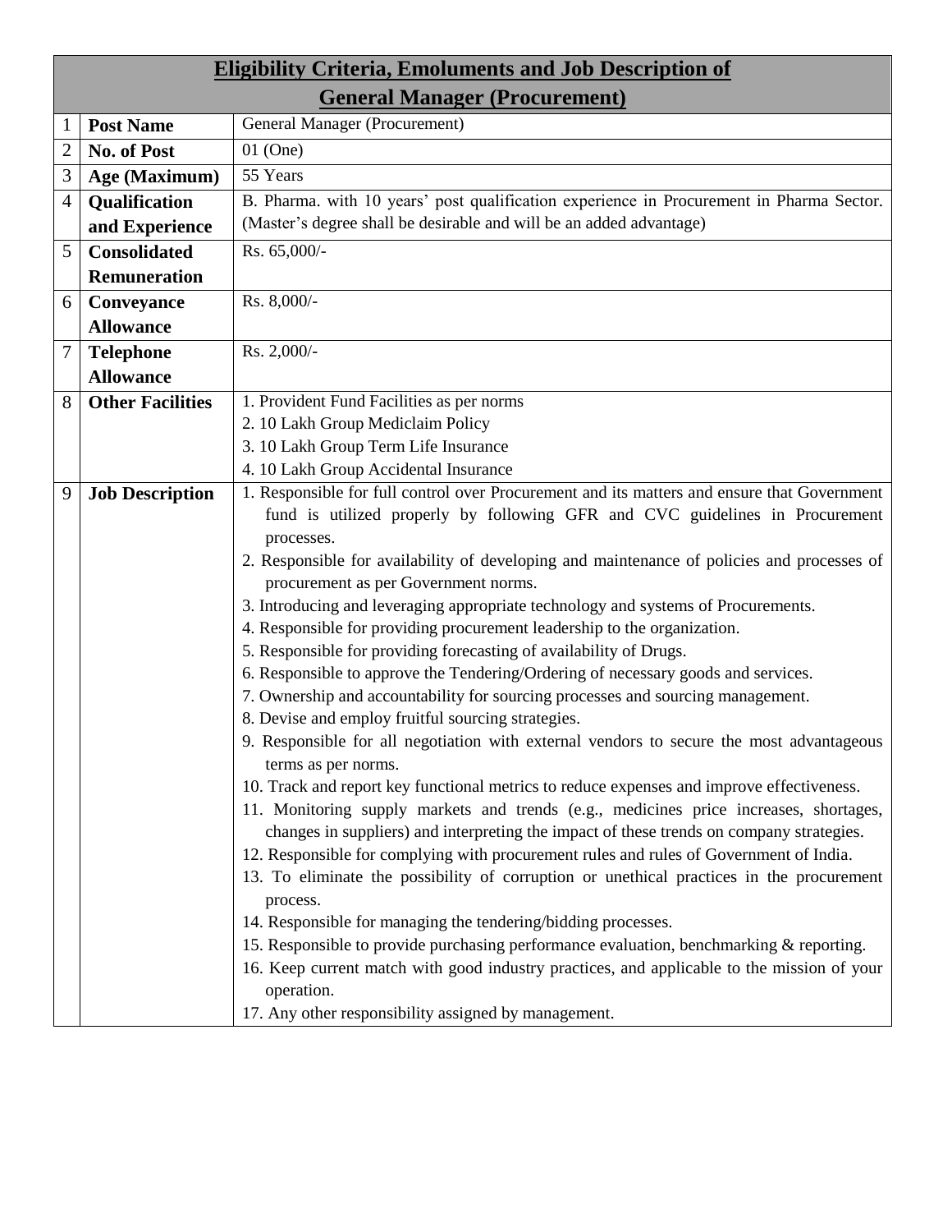## Eligibility Criteria, Emoluments and Job Description of General Manager (Procurement)

| | | |
|---|---|---|
| 1 | **Post Name** | General Manager (Procurement) |
| 2 | **No. of Post** | 01 (One) |
| 3 | **Age (Maximum)** | 55 Years |
| 4 | **Qualification and Experience** | B. Pharma. with 10 years' post qualification experience in Procurement in Pharma Sector. (Master's degree shall be desirable and will be an added advantage) |
| 5 | **Consolidated Remuneration** | Rs. 65,000/- |
| 6 | **Conveyance Allowance** | Rs. 8,000/- |
| 7 | **Telephone Allowance** | Rs. 2,000/- |
| 8 | **Other Facilities** | 1. Provident Fund Facilities as per norms<br>2. 10 Lakh Group Mediclaim Policy<br>3. 10 Lakh Group Term Life Insurance<br>4. 10 Lakh Group Accidental Insurance |
| 9 | **Job Description** | 1. Responsible for full control over Procurement and its matters and ensure that Government fund is utilized properly by following GFR and CVC guidelines in Procurement processes.<br>2. Responsible for availability of developing and maintenance of policies and processes of procurement as per Government norms.<br>3. Introducing and leveraging appropriate technology and systems of Procurements.<br>4. Responsible for providing procurement leadership to the organization.<br>5. Responsible for providing forecasting of availability of Drugs.<br>6. Responsible to approve the Tendering/Ordering of necessary goods and services.<br>7. Ownership and accountability for sourcing processes and sourcing management.<br>8. Devise and employ fruitful sourcing strategies.<br>9. Responsible for all negotiation with external vendors to secure the most advantageous terms as per norms.<br>10. Track and report key functional metrics to reduce expenses and improve effectiveness.<br>11. Monitoring supply markets and trends (e.g., medicines price increases, shortages, changes in suppliers) and interpreting the impact of these trends on company strategies.<br>12. Responsible for complying with procurement rules and rules of Government of India.<br>13. To eliminate the possibility of corruption or unethical practices in the procurement process.<br>14. Responsible for managing the tendering/bidding processes.<br>15. Responsible to provide purchasing performance evaluation, benchmarking & reporting.<br>16. Keep current match with good industry practices, and applicable to the mission of your operation.<br>17. Any other responsibility assigned by management. |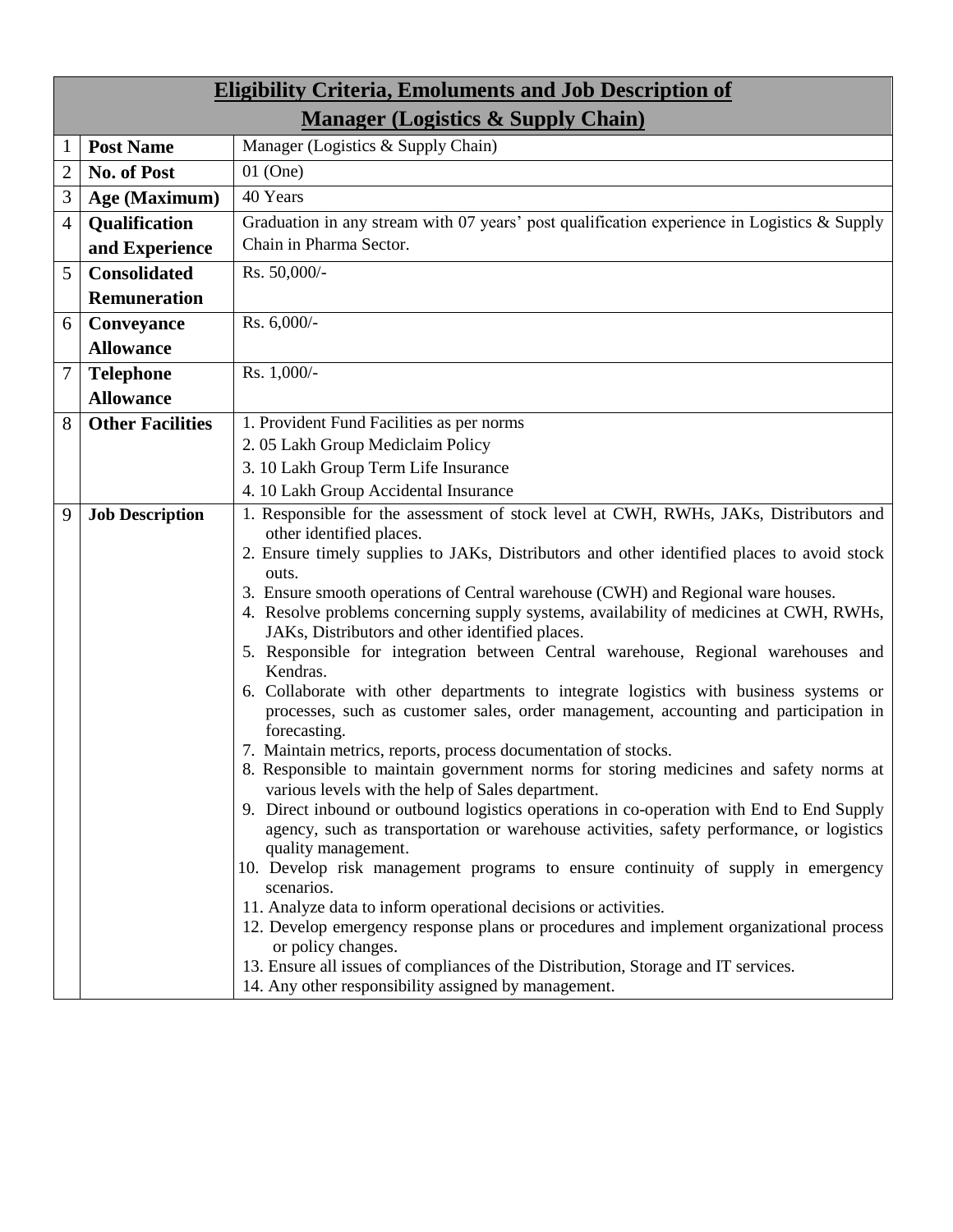| Eligibility Criteria, Emoluments and Job Description of Manager (Logistics & Supply Chain) | | |
|---|---|---|
| 1 | **Post Name** | Manager (Logistics & Supply Chain) |
| 2 | **No. of Post** | 01 (One) |
| 3 | **Age (Maximum)** | 40 Years |
| 4 | **Qualification and Experience** | Graduation in any stream with 07 years' post qualification experience in Logistics & Supply Chain in Pharma Sector. |
| 5 | **Consolidated Remuneration** | Rs. 50,000/- |
| 6 | **Conveyance Allowance** | Rs. 6,000/- |
| 7 | **Telephone Allowance** | Rs. 1,000/- |
| 8 | **Other Facilities** | 1. Provident Fund Facilities as per norms<br>2. 05 Lakh Group Mediclaim Policy<br>3. 10 Lakh Group Term Life Insurance<br>4. 10 Lakh Group Accidental Insurance |
| 9 | **Job Description** | 1. Responsible for the assessment of stock level at CWH, RWHs, JAKs, Distributors and other identified places.<br>2. Ensure timely supplies to JAKs, Distributors and other identified places to avoid stock outs.<br>3. Ensure smooth operations of Central warehouse (CWH) and Regional ware houses.<br>4. Resolve problems concerning supply systems, availability of medicines at CWH, RWHs, JAKs, Distributors and other identified places.<br>5. Responsible for integration between Central warehouse, Regional warehouses and Kendras.<br>6. Collaborate with other departments to integrate logistics with business systems or processes, such as customer sales, order management, accounting and participation in forecasting.<br>7. Maintain metrics, reports, process documentation of stocks.<br>8. Responsible to maintain government norms for storing medicines and safety norms at various levels with the help of Sales department.<br>9. Direct inbound or outbound logistics operations in co-operation with End to End Supply agency, such as transportation or warehouse activities, safety performance, or logistics quality management.<br>10. Develop risk management programs to ensure continuity of supply in emergency scenarios.<br>11. Analyze data to inform operational decisions or activities.<br>12. Develop emergency response plans or procedures and implement organizational process or policy changes.<br>13. Ensure all issues of compliances of the Distribution, Storage and IT services.<br>14. Any other responsibility assigned by management. |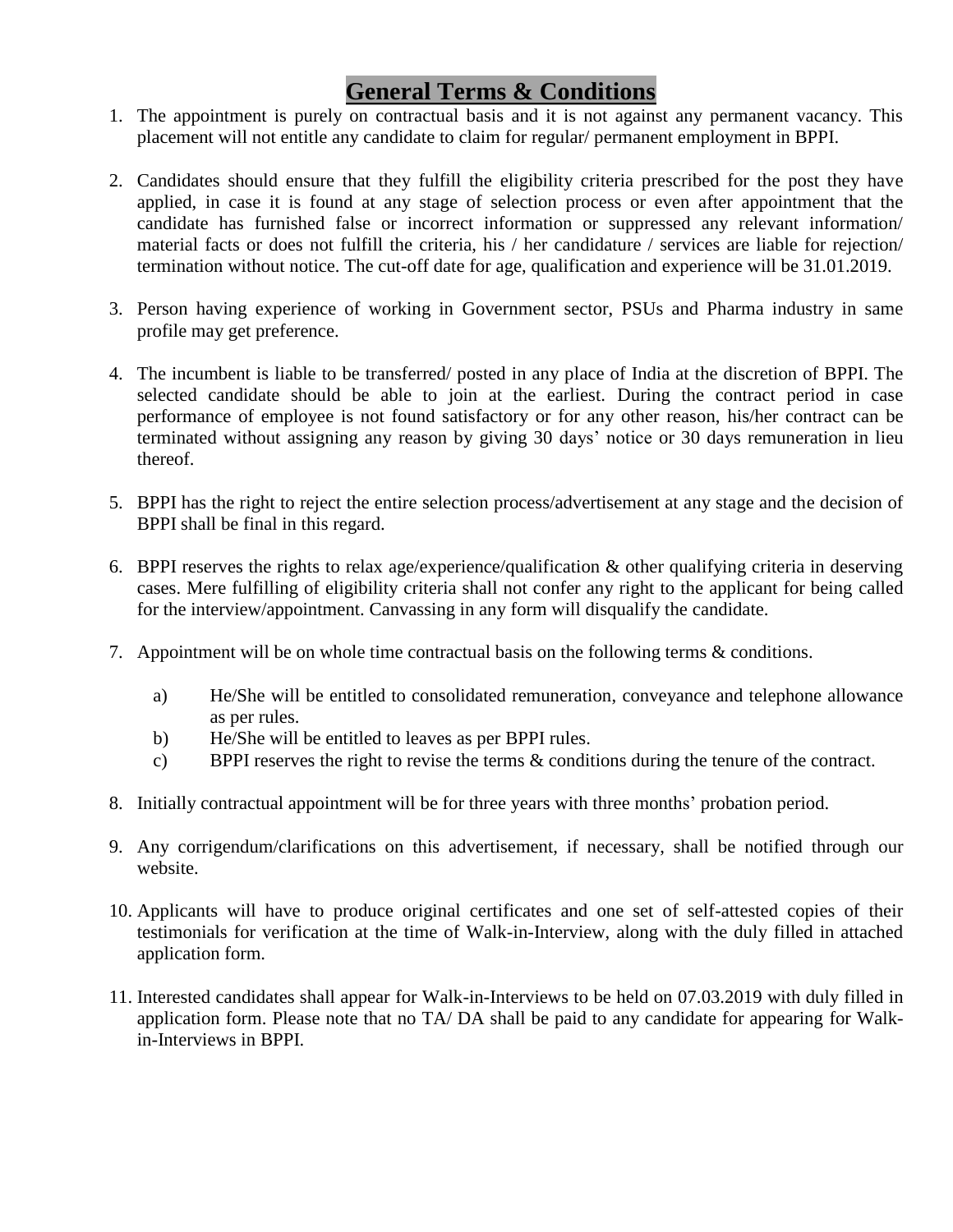# General Terms & Conditions

1. The appointment is purely on contractual basis and it is not against any permanent vacancy. This placement will not entitle any candidate to claim for regular/ permanent employment in BPPI.

2. Candidates should ensure that they fulfill the eligibility criteria prescribed for the post they have applied, in case it is found at any stage of selection process or even after appointment that the candidate has furnished false or incorrect information or suppressed any relevant information/ material facts or does not fulfill the criteria, his / her candidature / services are liable for rejection/ termination without notice. The cut-off date for age, qualification and experience will be 31.01.2019.

3. Person having experience of working in Government sector, PSUs and Pharma industry in same profile may get preference.

4. The incumbent is liable to be transferred/ posted in any place of India at the discretion of BPPI. The selected candidate should be able to join at the earliest. During the contract period in case performance of employee is not found satisfactory or for any other reason, his/her contract can be terminated without assigning any reason by giving 30 days' notice or 30 days remuneration in lieu thereof.

5. BPPI has the right to reject the entire selection process/advertisement at any stage and the decision of BPPI shall be final in this regard.

6. BPPI reserves the rights to relax age/experience/qualification & other qualifying criteria in deserving cases. Mere fulfilling of eligibility criteria shall not confer any right to the applicant for being called for the interview/appointment. Canvassing in any form will disqualify the candidate.

7. Appointment will be on whole time contractual basis on the following terms & conditions.

    a) He/She will be entitled to consolidated remuneration, conveyance and telephone allowance as per rules.
    b) He/She will be entitled to leaves as per BPPI rules.
    c) BPPI reserves the right to revise the terms & conditions during the tenure of the contract.

8. Initially contractual appointment will be for three years with three months' probation period.

9. Any corrigendum/clarifications on this advertisement, if necessary, shall be notified through our website.

10. Applicants will have to produce original certificates and one set of self-attested copies of their testimonials for verification at the time of Walk-in-Interview, along with the duly filled in attached application form.

11. Interested candidates shall appear for Walk-in-Interviews to be held on 07.03.2019 with duly filled in application form. Please note that no TA/ DA shall be paid to any candidate for appearing for Walk-in-Interviews in BPPI.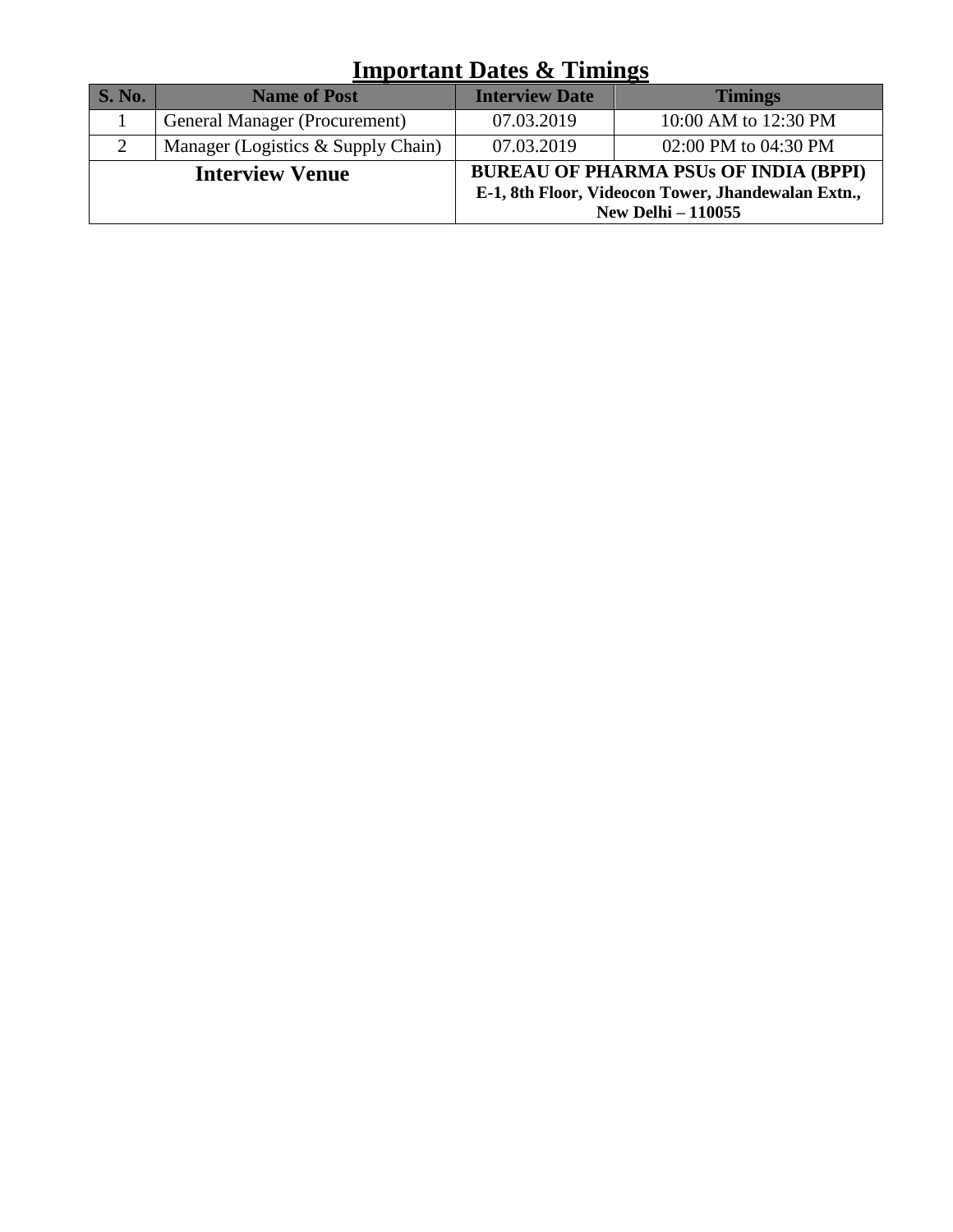## Important Dates & Timings

| S. No. | Name of Post | Interview Date | Timings |
| --- | --- | --- | --- |
| 1 | General Manager (Procurement) | 07.03.2019 | 10:00 AM to 12:30 PM |
| 2 | Manager (Logistics & Supply Chain) | 07.03.2019 | 02:00 PM to 04:30 PM |
| **Interview Venue** | | **BUREAU OF PHARMA PSUs OF INDIA (BPPI)** **E-1, 8th Floor, Videocon Tower, Jhandewalan Extn., New Delhi – 110055** | |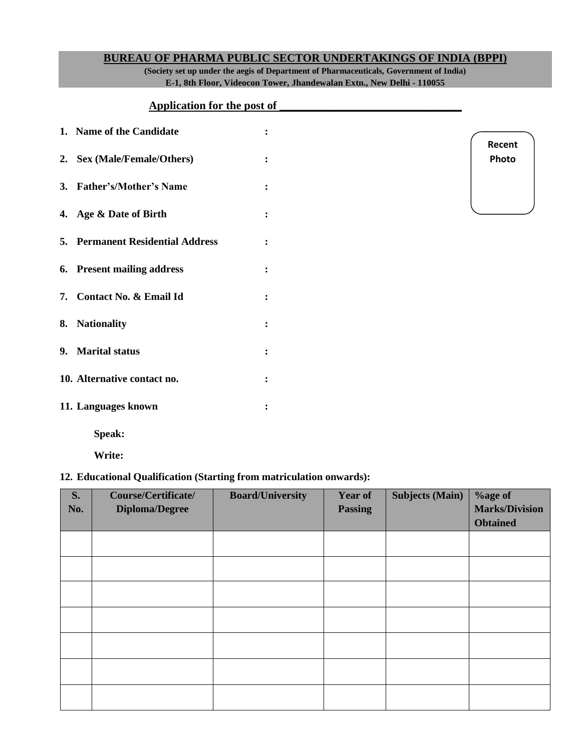**BUREAU OF PHARMA PUBLIC SECTOR UNDERTAKINGS OF INDIA (BPPI)**

**(Society set up under the aegis of Department of Pharmaceuticals, Government of India)**

**E-1, 8th Floor, Videocon Tower, Jhandewalan Extn., New Delhi - 110055**

**Application for the post of \_\_\_\_\_\_\_\_\_\_\_\_\_\_\_\_\_\_\_\_\_\_\_\_\_\_\_\_\_\_\_\_**

Recent Photo

1. **Name of the Candidate :**
2. **Sex (Male/Female/Others) :**
3. **Father's/Mother's Name :**
4. **Age & Date of Birth :**
5. **Permanent Residential Address :**
6. **Present mailing address :**
7. **Contact No. & Email Id :**
8. **Nationality :**
9. **Marital status :**
10. **Alternative contact no. :**
11. **Languages known :**

    **Speak:**

    **Write:**

12. **Educational Qualification (Starting from matriculation onwards):**

| S. No. | Course/Certificate/ Diploma/Degree | Board/University | Year of Passing | Subjects (Main) | %age of Marks/Division Obtained |
|---|---|---|---|---|---|
| | | | | | |
| | | | | | |
| | | | | | |
| | | | | | |
| | | | | | |
| | | | | | |
| | | | | | |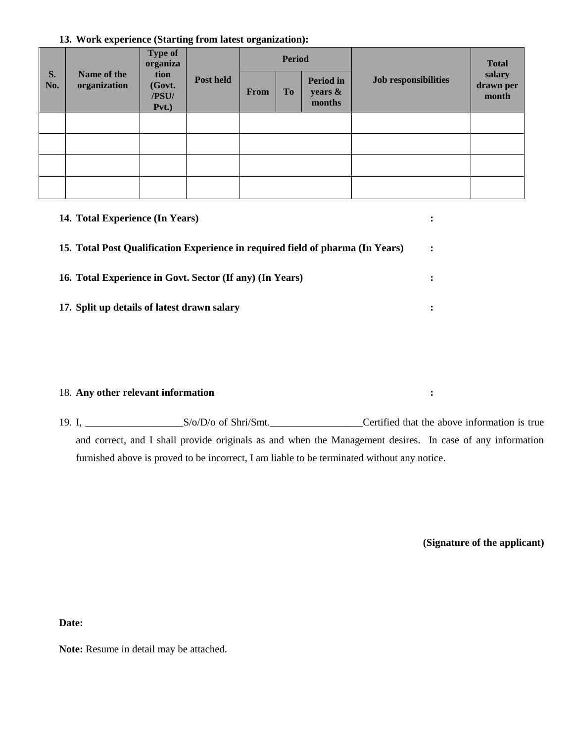**13. Work experience (Starting from latest organization):**

| S. No. | Name of the organization | Type of organization (Govt. /PSU/ Pvt.) | Post held | Period | | | Job responsibilities | Total salary drawn per month |
|---|---|---|---|---|---|---|---|---|
| | | | | From | To | Period in years & months | | |
| | | | | | | | | |
| | | | | | | | | |
| | | | | | | | | |
| | | | | | | | | |

**14. Total Experience (In Years) :**

**15. Total Post Qualification Experience in required field of pharma (In Years) :**

**16. Total Experience in Govt. Sector (If any) (In Years) :**

**17. Split up details of latest drawn salary :**

18. **Any other relevant information :**

19. I, ___________________S/o/D/o of Shri/Smt.__________________Certified that the above information is true and correct, and I shall provide originals as and when the Management desires. In case of any information furnished above is proved to be incorrect, I am liable to be terminated without any notice.

**(Signature of the applicant)**

**Date:**

**Note:** Resume in detail may be attached.